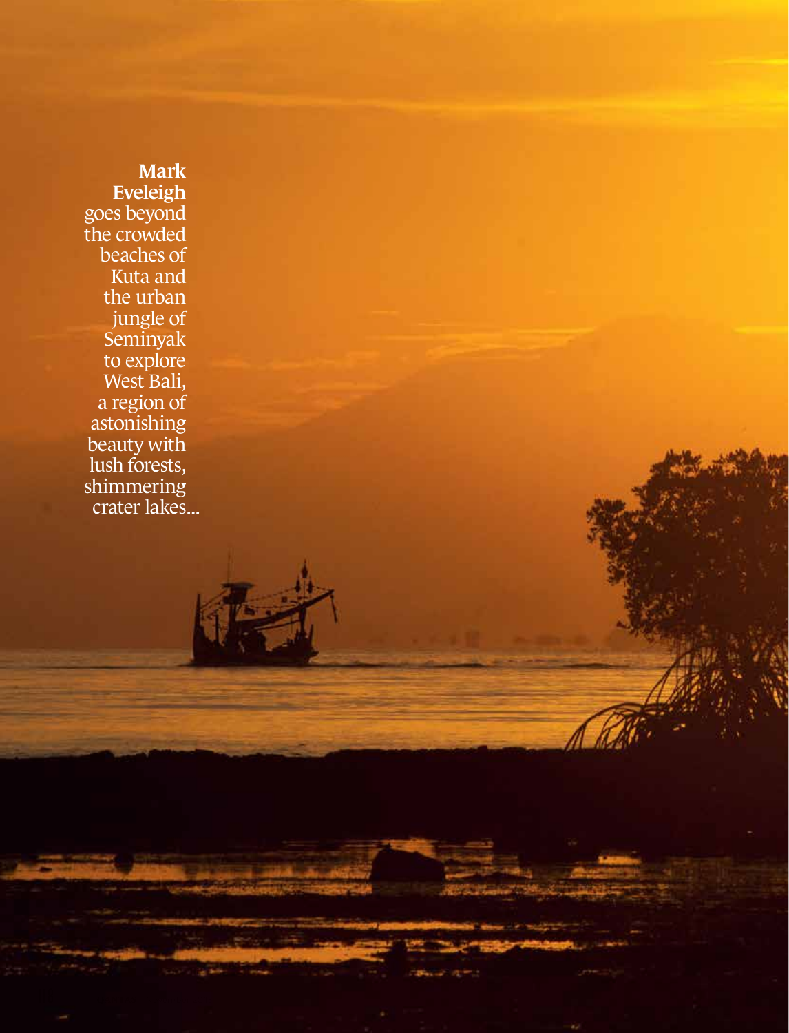**Mark Eveleigh** goes beyond the crowded beaches of Kuta and the urban jungle of Seminyak to explore West Bali, a region of astonishing beauty with lush forests, shimmering crater lakes...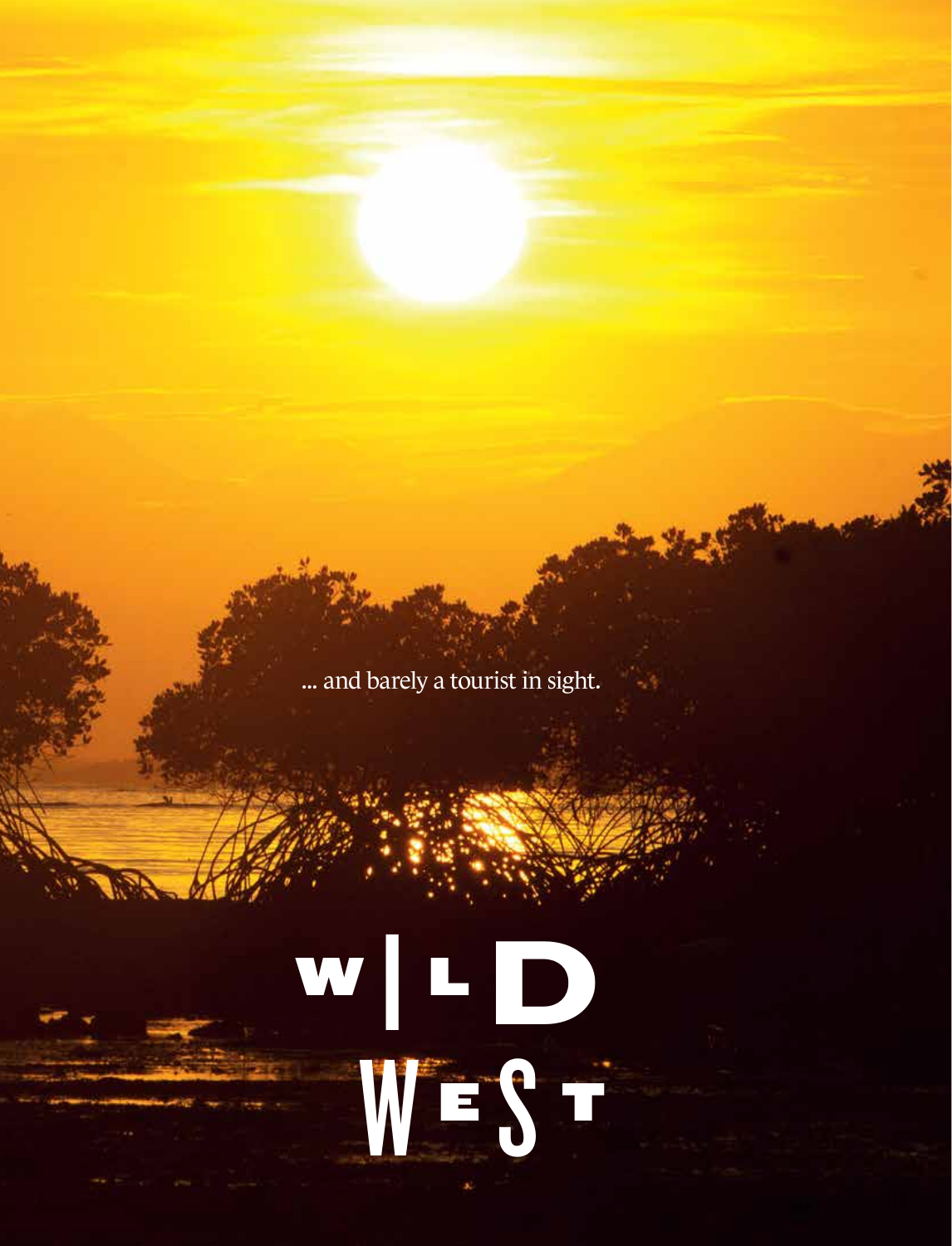... and barely a tourist in sight.

# WILD WEST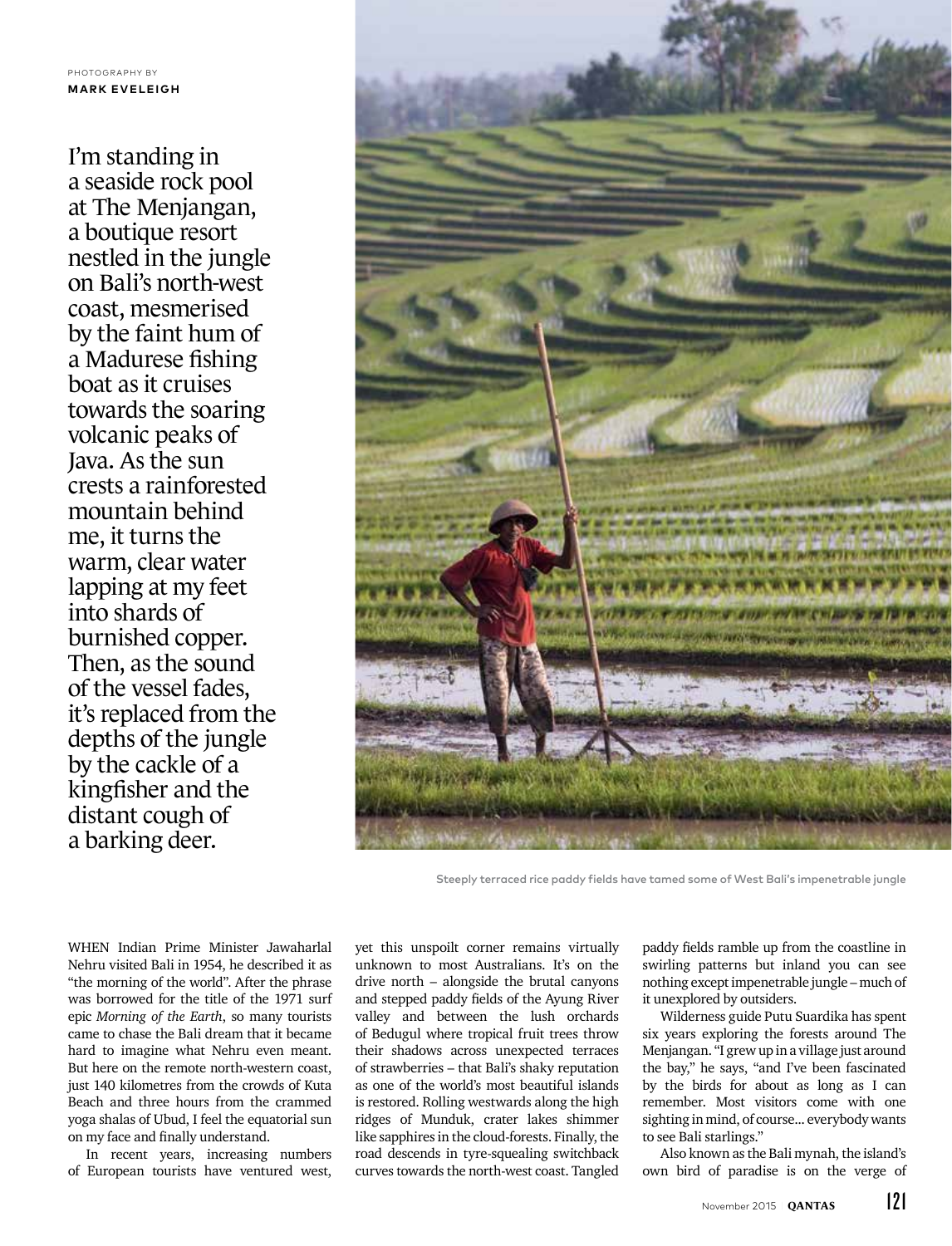PHOTOGRAPHY BY
**MARK EVELEIGH**

I'm standing in a seaside rock pool at The Menjangan, a boutique resort nestled in the jungle on Bali's north-west coast, mesmerised by the faint hum of a Madurese fishing boat as it cruises towards the soaring volcanic peaks of Java. As the sun crests a rainforested mountain behind me, it turns the warm, clear water lapping at my feet into shards of burnished copper. Then, as the sound of the vessel fades, it's replaced from the depths of the jungle by the cackle of a kingfisher and the distant cough of a barking deer.

Steeply terraced rice paddy fields have tamed some of West Bali's impenetrable jungle

WHEN Indian Prime Minister Jawaharlal Nehru visited Bali in 1954, he described it as "the morning of the world". After the phrase was borrowed for the title of the 1971 surf epic *Morning of the Earth*, so many tourists came to chase the Bali dream that it became hard to imagine what Nehru even meant. But here on the remote north-western coast, just 140 kilometres from the crowds of Kuta Beach and three hours from the crammed yoga shalas of Ubud, I feel the equatorial sun on my face and finally understand.

In recent years, increasing numbers of European tourists have ventured west, yet this unspoilt corner remains virtually unknown to most Australians. It's on the drive north – alongside the brutal canyons and stepped paddy fields of the Ayung River valley and between the lush orchards of Bedugul where tropical fruit trees throw their shadows across unexpected terraces of strawberries – that Bali's shaky reputation as one of the world's most beautiful islands is restored. Rolling westwards along the high ridges of Munduk, crater lakes shimmer like sapphires in the cloud-forests. Finally, the road descends in tyre-squealing switchback curves towards the north-west coast. Tangled paddy fields ramble up from the coastline in swirling patterns but inland you can see nothing except impenetrable jungle – much of it unexplored by outsiders.

Wilderness guide Putu Suardika has spent six years exploring the forests around The Menjangan. "I grew up in a village just around the bay," he says, "and I've been fascinated by the birds for about as long as I can remember. Most visitors come with one sighting in mind, of course... everybody wants to see Bali starlings."

Also known as the Bali mynah, the island's own bird of paradise is on the verge of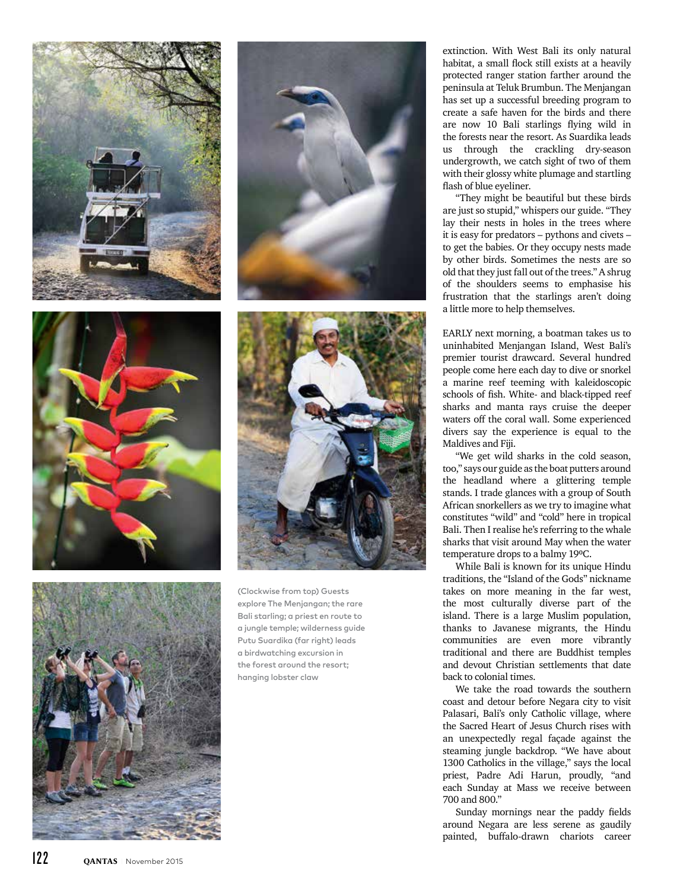(Clockwise from top) Guests explore The Menjangan; the rare Bali starling; a priest en route to a jungle temple; wilderness guide Putu Suardika (far right) leads a birdwatching excursion in the forest around the resort; hanging lobster claw

extinction. With West Bali its only natural habitat, a small flock still exists at a heavily protected ranger station farther around the peninsula at Teluk Brumbun. The Menjangan has set up a successful breeding program to create a safe haven for the birds and there are now 10 Bali starlings flying wild in the forests near the resort. As Suardika leads us through the crackling dry-season undergrowth, we catch sight of two of them with their glossy white plumage and startling flash of blue eyeliner.

"They might be beautiful but these birds are just so stupid," whispers our guide. "They lay their nests in holes in the trees where it is easy for predators – pythons and civets – to get the babies. Or they occupy nests made by other birds. Sometimes the nests are so old that they just fall out of the trees." A shrug of the shoulders seems to emphasise his frustration that the starlings aren't doing a little more to help themselves.

EARLY next morning, a boatman takes us to uninhabited Menjangan Island, West Bali's premier tourist drawcard. Several hundred people come here each day to dive or snorkel a marine reef teeming with kaleidoscopic schools of fish. White- and black-tipped reef sharks and manta rays cruise the deeper waters off the coral wall. Some experienced divers say the experience is equal to the Maldives and Fiji.

"We get wild sharks in the cold season, too," says our guide as the boat putters around the headland where a glittering temple stands. I trade glances with a group of South African snorkellers as we try to imagine what constitutes "wild" and "cold" here in tropical Bali. Then I realise he's referring to the whale sharks that visit around May when the water temperature drops to a balmy 19ºC.

While Bali is known for its unique Hindu traditions, the "Island of the Gods" nickname takes on more meaning in the far west, the most culturally diverse part of the island. There is a large Muslim population, thanks to Javanese migrants, the Hindu communities are even more vibrantly traditional and there are Buddhist temples and devout Christian settlements that date back to colonial times.

We take the road towards the southern coast and detour before Negara city to visit Palasari, Bali's only Catholic village, where the Sacred Heart of Jesus Church rises with an unexpectedly regal façade against the steaming jungle backdrop. "We have about 1300 Catholics in the village," says the local priest, Padre Adi Harun, proudly, "and each Sunday at Mass we receive between 700 and 800."

Sunday mornings near the paddy fields around Negara are less serene as gaudily painted, buffalo-drawn chariots career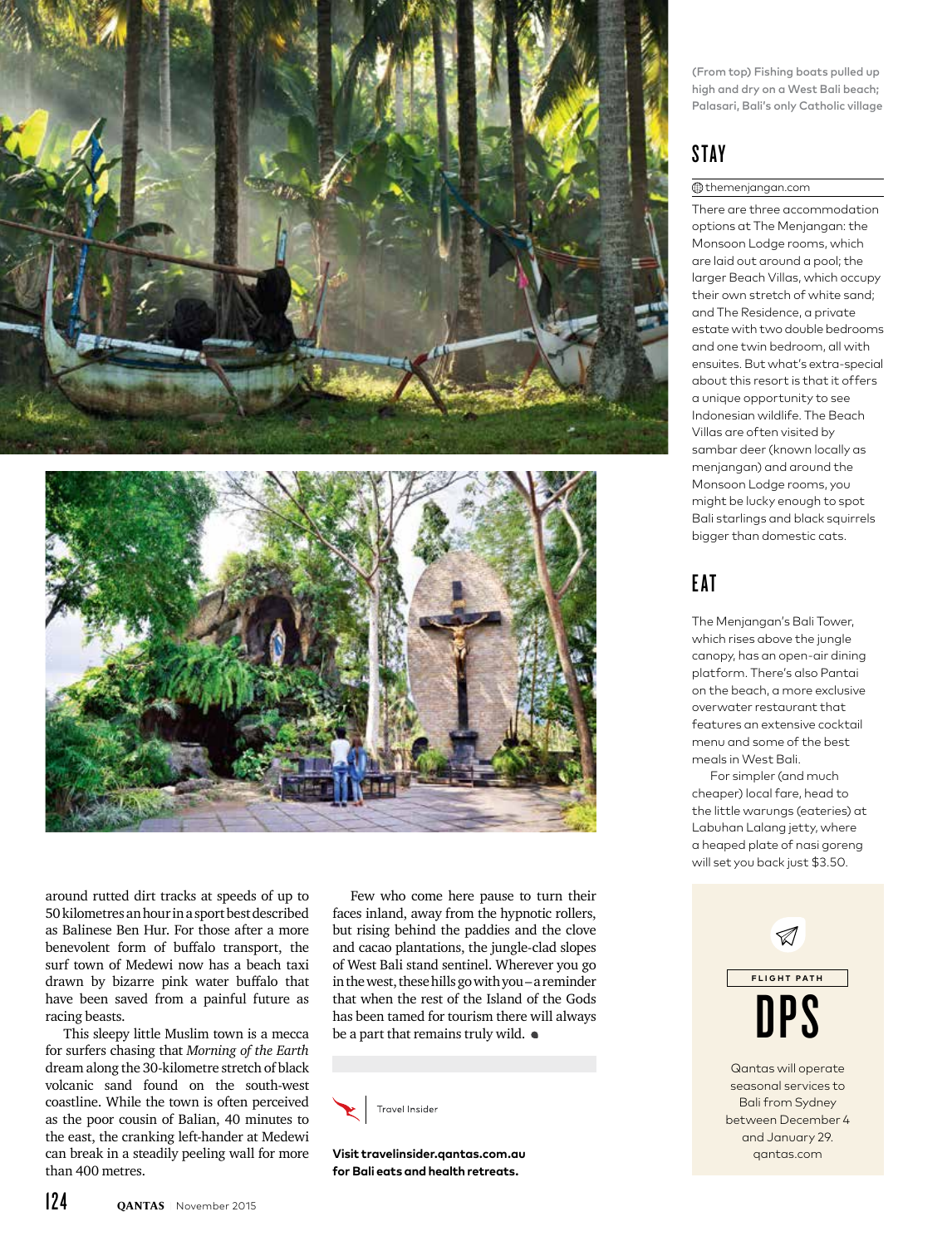around rutted dirt tracks at speeds of up to 50 kilometres an hour in a sport best described as Balinese Ben Hur. For those after a more benevolent form of buffalo transport, the surf town of Medewi now has a beach taxi drawn by bizarre pink water buffalo that have been saved from a painful future as racing beasts.

This sleepy little Muslim town is a mecca for surfers chasing that *Morning of the Earth* dream along the 30-kilometre stretch of black volcanic sand found on the south-west coastline. While the town is often perceived as the poor cousin of Balian, 40 minutes to the east, the cranking left-hander at Medewi can break in a steadily peeling wall for more than 400 metres.

Few who come here pause to turn their faces inland, away from the hypnotic rollers, but rising behind the paddies and the clove and cacao plantations, the jungle-clad slopes of West Bali stand sentinel. Wherever you go in the west, these hills go with you – a reminder that when the rest of the Island of the Gods has been tamed for tourism there will always be a part that remains truly wild. ●

Travel Insider

**Visit travelinsider.qantas.com.au for Bali eats and health retreats.**

(From top) Fishing boats pulled up high and dry on a West Bali beach; Palasari, Bali's only Catholic village

## STAY

themenjangan.com

There are three accommodation options at The Menjangan: the Monsoon Lodge rooms, which are laid out around a pool; the larger Beach Villas, which occupy their own stretch of white sand; and The Residence, a private estate with two double bedrooms and one twin bedroom, all with ensuites. But what's extra-special about this resort is that it offers a unique opportunity to see Indonesian wildlife. The Beach Villas are often visited by sambar deer (known locally as menjangan) and around the Monsoon Lodge rooms, you might be lucky enough to spot Bali starlings and black squirrels bigger than domestic cats.

## EAT

The Menjangan's Bali Tower, which rises above the jungle canopy, has an open-air dining platform. There's also Pantai on the beach, a more exclusive overwater restaurant that features an extensive cocktail menu and some of the best meals in West Bali.

For simpler (and much cheaper) local fare, head to the little warungs (eateries) at Labuhan Lalang jetty, where a heaped plate of nasi goreng will set you back just $3.50.

FLIGHT PATH

# DPS

Qantas will operate seasonal services to Bali from Sydney between December 4 and January 29. qantas.com